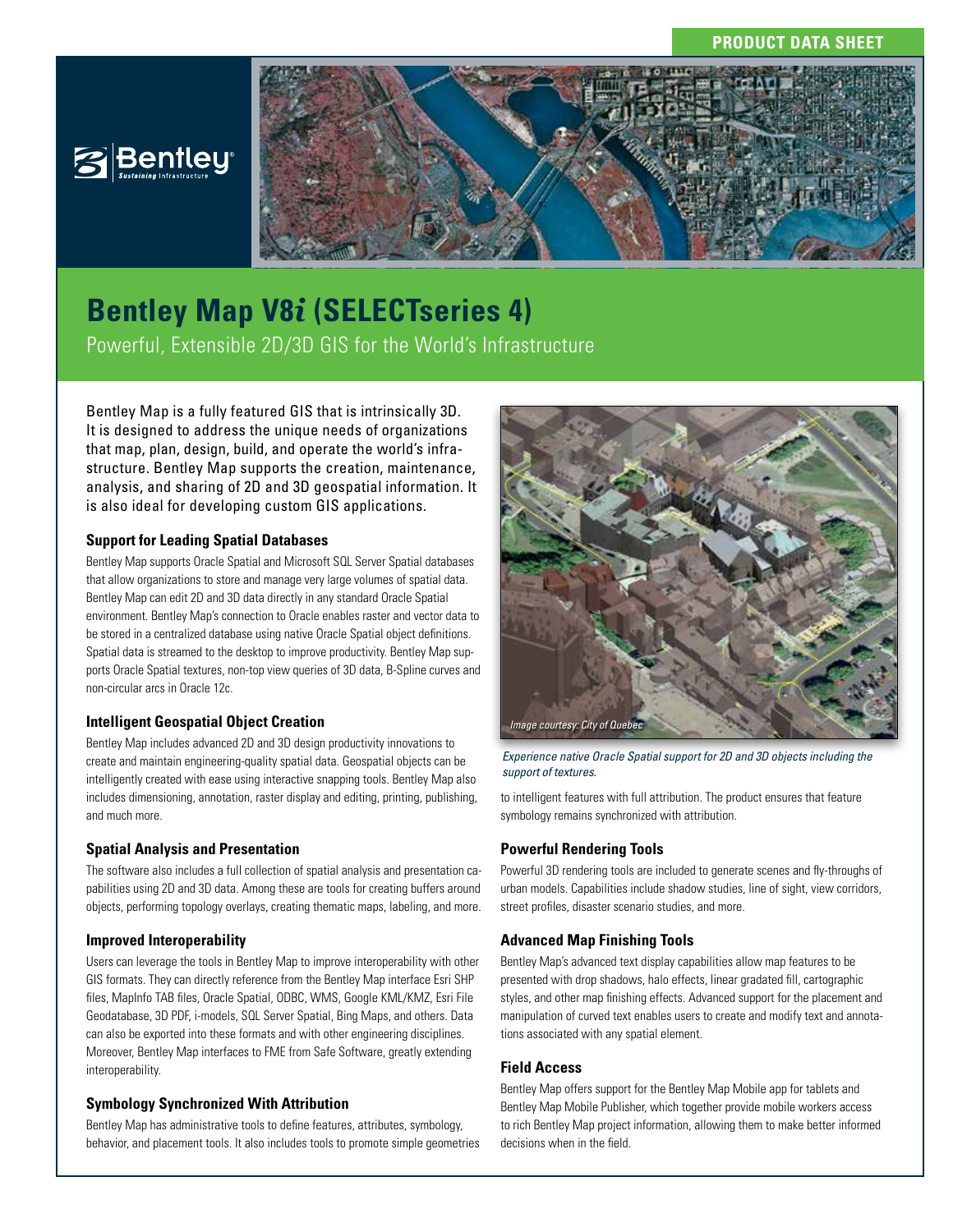PRODUCT DATA SHEET

# Bentley Map V8*i* (SELECTseries 4)

Powerful, Extensible 2D/3D GIS for the World's Infrastructure

Bentley Map is a fully featured GIS that is intrinsically 3D. It is designed to address the unique needs of organizations that map, plan, design, build, and operate the world's infrastructure. Bentley Map supports the creation, maintenance, analysis, and sharing of 2D and 3D geospatial information. It is also ideal for developing custom GIS applications.

### Support for Leading Spatial Databases

Bentley Map supports Oracle Spatial and Microsoft SQL Server Spatial databases that allow organizations to store and manage very large volumes of spatial data. Bentley Map can edit 2D and 3D data directly in any standard Oracle Spatial environment. Bentley Map's connection to Oracle enables raster and vector data to be stored in a centralized database using native Oracle Spatial object definitions. Spatial data is streamed to the desktop to improve productivity. Bentley Map supports Oracle Spatial textures, non-top view queries of 3D data, B-Spline curves and non-circular arcs in Oracle 12c.

### Intelligent Geospatial Object Creation

Bentley Map includes advanced 2D and 3D design productivity innovations to create and maintain engineering-quality spatial data. Geospatial objects can be intelligently created with ease using interactive snapping tools. Bentley Map also includes dimensioning, annotation, raster display and editing, printing, publishing, and much more.

### Spatial Analysis and Presentation

The software also includes a full collection of spatial analysis and presentation capabilities using 2D and 3D data. Among these are tools for creating buffers around objects, performing topology overlays, creating thematic maps, labeling, and more.

### Improved Interoperability

Users can leverage the tools in Bentley Map to improve interoperability with other GIS formats. They can directly reference from the Bentley Map interface Esri SHP files, MapInfo TAB files, Oracle Spatial, ODBC, WMS, Google KML/KMZ, Esri File Geodatabase, 3D PDF, i-models, SQL Server Spatial, Bing Maps, and others. Data can also be exported into these formats and with other engineering disciplines. Moreover, Bentley Map interfaces to FME from Safe Software, greatly extending interoperability.

### Symbology Synchronized With Attribution

Bentley Map has administrative tools to define features, attributes, symbology, behavior, and placement tools. It also includes tools to promote simple geometries to intelligent features with full attribution. The product ensures that feature symbology remains synchronized with attribution.

Image courtesy: City of Quebec

*Experience native Oracle Spatial support for 2D and 3D objects including the support of textures.*

### Powerful Rendering Tools

Powerful 3D rendering tools are included to generate scenes and fly-throughs of urban models. Capabilities include shadow studies, line of sight, view corridors, street profiles, disaster scenario studies, and more.

### Advanced Map Finishing Tools

Bentley Map's advanced text display capabilities allow map features to be presented with drop shadows, halo effects, linear gradated fill, cartographic styles, and other map finishing effects. Advanced support for the placement and manipulation of curved text enables users to create and modify text and annotations associated with any spatial element.

### Field Access

Bentley Map offers support for the Bentley Map Mobile app for tablets and Bentley Map Mobile Publisher, which together provide mobile workers access to rich Bentley Map project information, allowing them to make better informed decisions when in the field.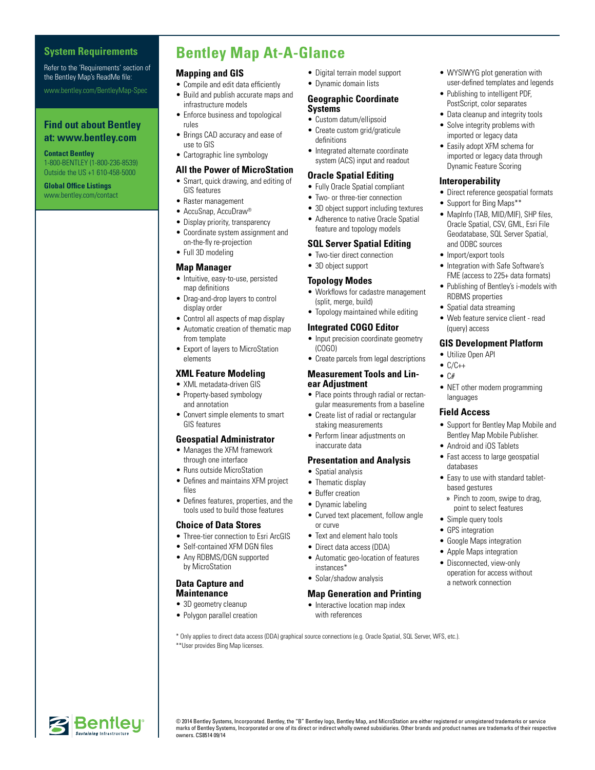## System Requirements

Refer to the 'Requirements' section of the Bentley Map's ReadMe file:

www.bentley.com/BentleyMap-Spec

## Find out about Bentley at: www.bentley.com

**Contact Bentley**
1-800-BENTLEY (1-800-236-8539)
Outside the US +1 610-458-5000

**Global Office Listings**
www.bentley.com/contact

# Bentley Map At-A-Glance

### Mapping and GIS

- Compile and edit data efficiently
- Build and publish accurate maps and infrastructure models
- Enforce business and topological rules
- Brings CAD accuracy and ease of use to GIS
- Cartographic line symbology

### All the Power of MicroStation

- Smart, quick drawing, and editing of GIS features
- Raster management
- AccuSnap, AccuDraw®
- Display priority, transparency
- Coordinate system assignment and on-the-fly re-projection
- Full 3D modeling

### Map Manager

- Intuitive, easy-to-use, persisted map definitions
- Drag-and-drop layers to control display order
- Control all aspects of map display
- Automatic creation of thematic map from template
- Export of layers to MicroStation elements

### XML Feature Modeling

- XML metadata-driven GIS
- Property-based symbology and annotation
- Convert simple elements to smart GIS features

### Geospatial Administrator

- Manages the XFM framework through one interface
- Runs outside MicroStation
- Defines and maintains XFM project files
- Defines features, properties, and the tools used to build those features

### Choice of Data Stores

- Three-tier connection to Esri ArcGIS
- Self-contained XFM DGN files
- Any RDBMS/DGN supported by MicroStation

### Data Capture and Maintenance

- 3D geometry cleanup
- Polygon parallel creation
- Digital terrain model support
- Dynamic domain lists

### Geographic Coordinate Systems

- Custom datum/ellipsoid
- Create custom grid/graticule definitions
- Integrated alternate coordinate system (ACS) input and readout

### Oracle Spatial Editing

- Fully Oracle Spatial compliant
- Two- or three-tier connection
- 3D object support including textures
- Adherence to native Oracle Spatial feature and topology models

### SQL Server Spatial Editing

- Two-tier direct connection
- 3D object support

### Topology Modes

- Workflows for cadastre management (split, merge, build)
- Topology maintained while editing

### Integrated COGO Editor

- Input precision coordinate geometry (COGO)
- Create parcels from legal descriptions

### Measurement Tools and Linear Adjustment

- Place points through radial or rectangular measurements from a baseline
- Create list of radial or rectangular staking measurements
- Perform linear adjustments on inaccurate data

### Presentation and Analysis

- Spatial analysis
- Thematic display
- Buffer creation
- Dynamic labeling
- Curved text placement, follow angle or curve
- Text and element halo tools
- Direct data access (DDA)
- Automatic geo-location of features instances*
- Solar/shadow analysis

### Map Generation and Printing

- Interactive location map index with references
- WYSIWYG plot generation with user-defined templates and legends
- Publishing to intelligent PDF, PostScript, color separates
- Data cleanup and integrity tools
- Solve integrity problems with imported or legacy data
- Easily adopt XFM schema for imported or legacy data through Dynamic Feature Scoring

### Interoperability

- Direct reference geospatial formats
- Support for Bing Maps**
- MapInfo (TAB, MID/MIF), SHP files, Oracle Spatial, CSV, GML, Esri File Geodatabase, SQL Server Spatial, and ODBC sources
- Import/export tools
- Integration with Safe Software's FME (access to 225+ data formats)
- Publishing of Bentley's i-models with RDBMS properties
- Spatial data streaming
- Web feature service client - read (query) access

### GIS Development Platform

- Utilize Open API
- C/C++
- C#
- NET other modern programming languages

### Field Access

- Support for Bentley Map Mobile and Bentley Map Mobile Publisher.
- Android and iOS Tablets
- Fast access to large geospatial databases
- Easy to use with standard tablet-based gestures
  - » Pinch to zoom, swipe to drag, point to select features
- Simple query tools
- GPS integration
- Google Maps integration
- Apple Maps integration
- Disconnected, view-only operation for access without a network connection

\* Only applies to direct data access (DDA) graphical source connections (e.g. Oracle Spatial, SQL Server, WFS, etc.).
**User provides Bing Map licenses.

Bentley Sustaining Infrastructure

© 2014 Bentley Systems, Incorporated. Bentley, the "B" Bentley logo, Bentley Map, and MicroStation are either registered or unregistered trademarks or service marks of Bentley Systems, Incorporated or one of its direct or indirect wholly owned subsidiaries. Other brands and product names are trademarks of their respective owners. CS8514 09/14